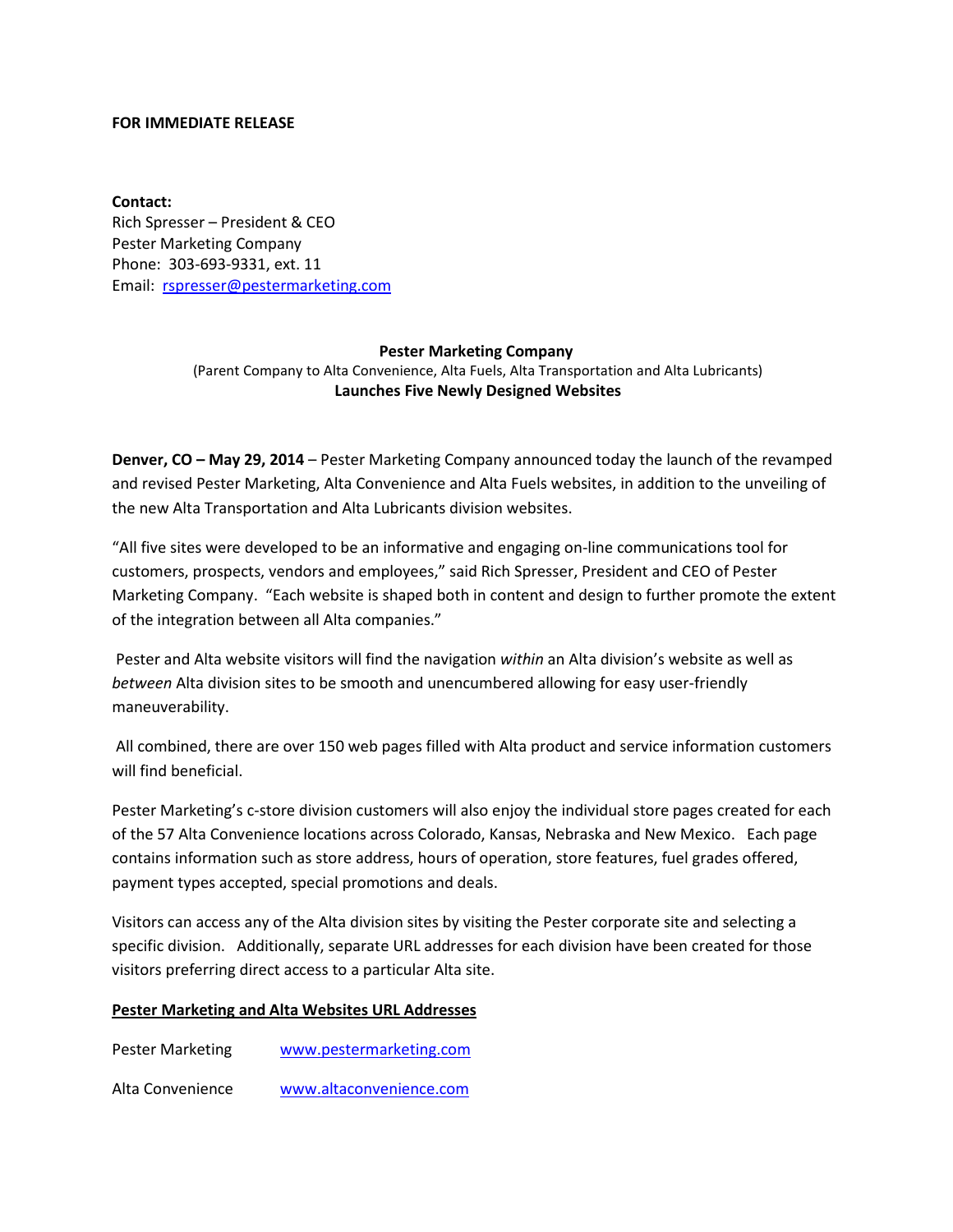**FOR IMMEDIATE RELEASE**

**Contact:**
Rich Spresser – President & CEO
Pester Marketing Company
Phone: 303-693-9331, ext. 11
Email: rspresser@pestermarketing.com

**Pester Marketing Company**
(Parent Company to Alta Convenience, Alta Fuels, Alta Transportation and Alta Lubricants)
**Launches Five Newly Designed Websites**

**Denver, CO – May 29, 2014** – Pester Marketing Company announced today the launch of the revamped and revised Pester Marketing, Alta Convenience and Alta Fuels websites, in addition to the unveiling of the new Alta Transportation and Alta Lubricants division websites.

"All five sites were developed to be an informative and engaging on-line communications tool for customers, prospects, vendors and employees," said Rich Spresser, President and CEO of Pester Marketing Company. "Each website is shaped both in content and design to further promote the extent of the integration between all Alta companies."

Pester and Alta website visitors will find the navigation *within* an Alta division's website as well as *between* Alta division sites to be smooth and unencumbered allowing for easy user-friendly maneuverability.

All combined, there are over 150 web pages filled with Alta product and service information customers will find beneficial.

Pester Marketing's c-store division customers will also enjoy the individual store pages created for each of the 57 Alta Convenience locations across Colorado, Kansas, Nebraska and New Mexico. Each page contains information such as store address, hours of operation, store features, fuel grades offered, payment types accepted, special promotions and deals.

Visitors can access any of the Alta division sites by visiting the Pester corporate site and selecting a specific division. Additionally, separate URL addresses for each division have been created for those visitors preferring direct access to a particular Alta site.

**Pester Marketing and Alta Websites URL Addresses**

| | |
|---|---|
| Pester Marketing | www.pestermarketing.com |
| Alta Convenience | www.altaconvenience.com |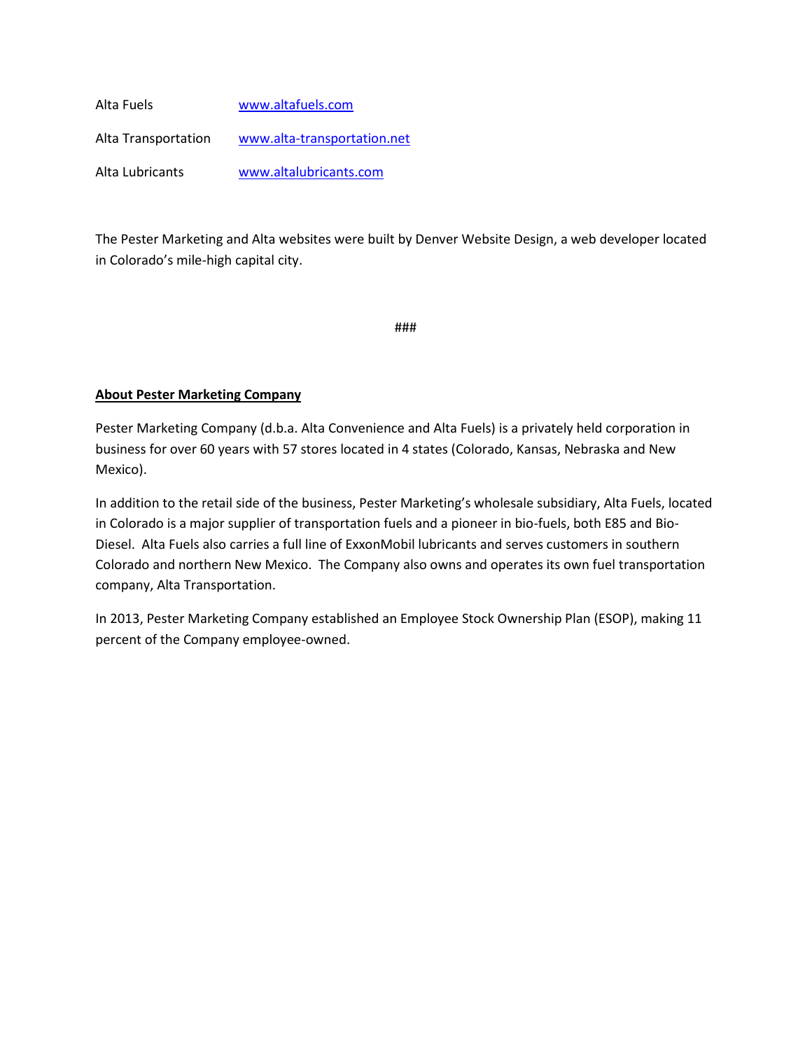| | |
|---|---|
| Alta Fuels | www.altafuels.com |
| Alta Transportation | www.alta-transportation.net |
| Alta Lubricants | www.altalubricants.com |

The Pester Marketing and Alta websites were built by Denver Website Design, a web developer located in Colorado's mile-high capital city.

###

**About Pester Marketing Company**

Pester Marketing Company (d.b.a. Alta Convenience and Alta Fuels) is a privately held corporation in business for over 60 years with 57 stores located in 4 states (Colorado, Kansas, Nebraska and New Mexico).

In addition to the retail side of the business, Pester Marketing's wholesale subsidiary, Alta Fuels, located in Colorado is a major supplier of transportation fuels and a pioneer in bio-fuels, both E85 and Bio-Diesel. Alta Fuels also carries a full line of ExxonMobil lubricants and serves customers in southern Colorado and northern New Mexico. The Company also owns and operates its own fuel transportation company, Alta Transportation.

In 2013, Pester Marketing Company established an Employee Stock Ownership Plan (ESOP), making 11 percent of the Company employee-owned.